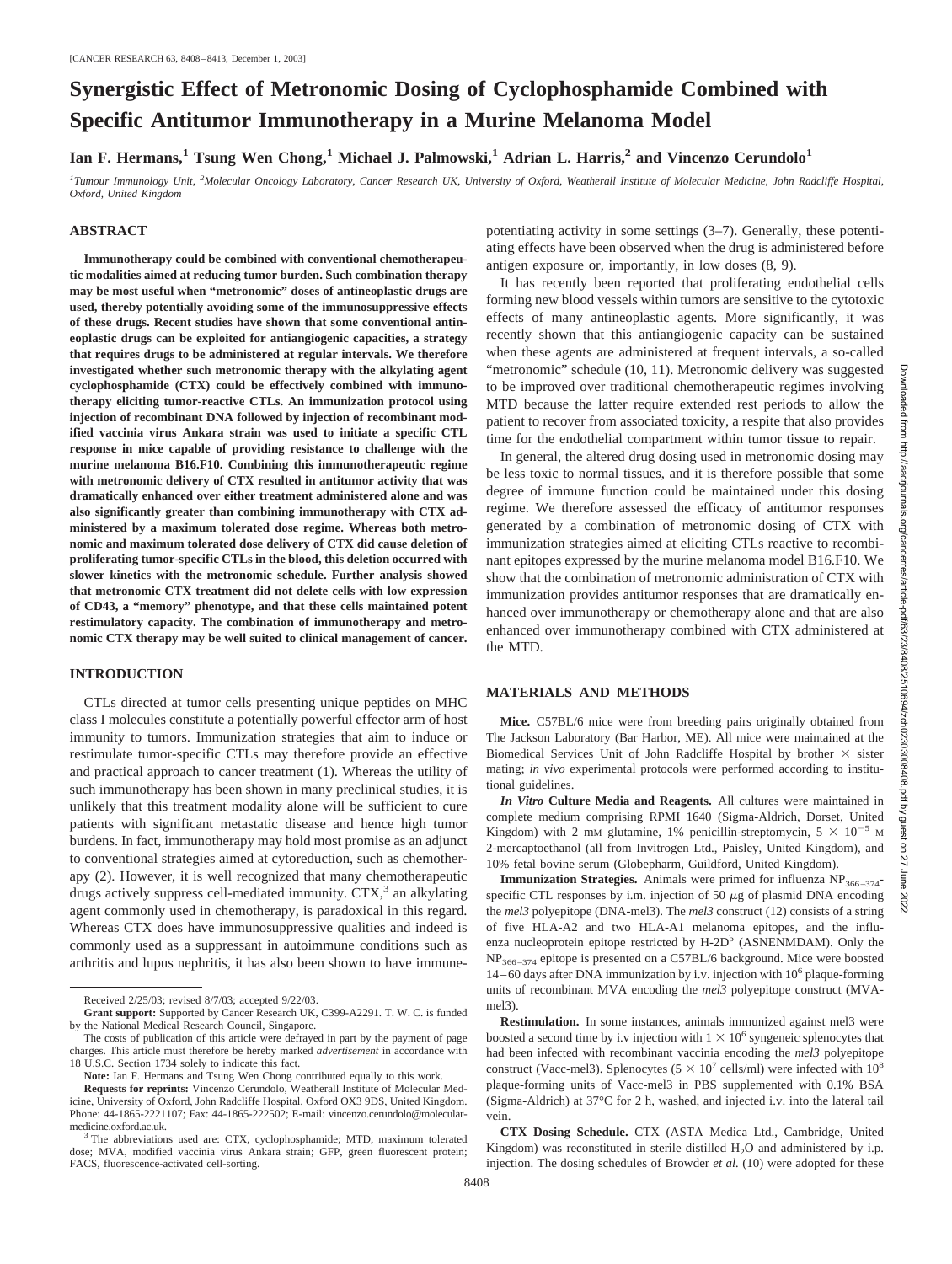# Synergistic Effect of Metronomic Dosing of Cyclophosphamide Combined with Specific Antitumor Immunotherapy in a Murine Melanoma Model

**Ian F. Hermans,[1] Tsung Wen Chong,[1] Michael J. Palmowski,[1] Adrian L. Harris,[2] and Vincenzo Cerundolo[1]**

[1]*Tumour Immunology Unit,* [2]*Molecular Oncology Laboratory, Cancer Research UK, University of Oxford, Weatherall Institute of Molecular Medicine, John Radcliffe Hospital, Oxford, United Kingdom*

## ABSTRACT

**Immunotherapy could be combined with conventional chemotherapeutic modalities aimed at reducing tumor burden. Such combination therapy may be most useful when "metronomic" doses of antineoplastic drugs are used, thereby potentially avoiding some of the immunosuppressive effects of these drugs. Recent studies have shown that some conventional antineoplastic drugs can be exploited for antiangiogenic capacities, a strategy that requires drugs to be administered at regular intervals. We therefore investigated whether such metronomic therapy with the alkylating agent cyclophosphamide (CTX) could be effectively combined with immunotherapy eliciting tumor-reactive CTLs. An immunization protocol using injection of recombinant DNA followed by injection of recombinant modified vaccinia virus Ankara strain was used to initiate a specific CTL response in mice capable of providing resistance to challenge with the murine melanoma B16.F10. Combining this immunotherapeutic regime with metronomic delivery of CTX resulted in antitumor activity that was dramatically enhanced over either treatment administered alone and was also significantly greater than combining immunotherapy with CTX administered by a maximum tolerated dose regime. Whereas both metronomic and maximum tolerated dose delivery of CTX did cause deletion of proliferating tumor-specific CTLs in the blood, this deletion occurred with slower kinetics with the metronomic schedule. Further analysis showed that metronomic CTX treatment did not delete cells with low expression of CD43, a "memory" phenotype, and that these cells maintained potent restimulatory capacity. The combination of immunotherapy and metronomic CTX therapy may be well suited to clinical management of cancer.**

## INTRODUCTION

CTLs directed at tumor cells presenting unique peptides on MHC class I molecules constitute a potentially powerful effector arm of host immunity to tumors. Immunization strategies that aim to induce or restimulate tumor-specific CTLs may therefore provide an effective and practical approach to cancer treatment (1). Whereas the utility of such immunotherapy has been shown in many preclinical studies, it is unlikely that this treatment modality alone will be sufficient to cure patients with significant metastatic disease and hence high tumor burdens. In fact, immunotherapy may hold most promise as an adjunct to conventional strategies aimed at cytoreduction, such as chemotherapy (2). However, it is well recognized that many chemotherapeutic drugs actively suppress cell-mediated immunity. CTX,[3] an alkylating agent commonly used in chemotherapy, is paradoxical in this regard. Whereas CTX does have immunosuppressive qualities and indeed is commonly used as a suppressant in autoimmune conditions such as arthritis and lupus nephritis, it has also been shown to have immune-potentiating activity in some settings (3–7). Generally, these potentiating effects have been observed when the drug is administered before antigen exposure or, importantly, in low doses (8, 9).

It has recently been reported that proliferating endothelial cells forming new blood vessels within tumors are sensitive to the cytotoxic effects of many antineoplastic agents. More significantly, it was recently shown that this antiangiogenic capacity can be sustained when these agents are administered at frequent intervals, a so-called "metronomic" schedule (10, 11). Metronomic delivery was suggested to be improved over traditional chemotherapeutic regimes involving MTD because the latter require extended rest periods to allow the patient to recover from associated toxicity, a respite that also provides time for the endothelial compartment within tumor tissue to repair.

In general, the altered drug dosing used in metronomic dosing may be less toxic to normal tissues, and it is therefore possible that some degree of immune function could be maintained under this dosing regime. We therefore assessed the efficacy of antitumor responses generated by a combination of metronomic dosing of CTX with immunization strategies aimed at eliciting CTLs reactive to recombinant epitopes expressed by the murine melanoma model B16.F10. We show that the combination of metronomic administration of CTX with immunization provides antitumor responses that are dramatically enhanced over immunotherapy or chemotherapy alone and that are also enhanced over immunotherapy combined with CTX administered at the MTD.

## MATERIALS AND METHODS

**Mice.** C57BL/6 mice were from breeding pairs originally obtained from The Jackson Laboratory (Bar Harbor, ME). All mice were maintained at the Biomedical Services Unit of John Radcliffe Hospital by brother × sister mating; *in vivo* experimental protocols were performed according to institutional guidelines.

***In Vitro* Culture Media and Reagents.** All cultures were maintained in complete medium comprising RPMI 1640 (Sigma-Aldrich, Dorset, United Kingdom) with 2 mM glutamine, 1% penicillin-streptomycin, $5 \times 10^{-5}$ M 2-mercaptoethanol (all from Invitrogen Ltd., Paisley, United Kingdom), and 10% fetal bovine serum (Globepharm, Guildford, United Kingdom).

**Immunization Strategies.** Animals were primed for influenza $NP_{366-374}$-specific CTL responses by i.m. injection of 50 μg of plasmid DNA encoding the *mel3* polyepitope (DNA-mel3). The *mel3* construct (12) consists of a string of five HLA-A2 and two HLA-A1 melanoma epitopes, and the influenza nucleoprotein epitope restricted by H-2D$^b$ (ASNENMDAM). Only the $NP_{366-374}$ epitope is presented on a C57BL/6 background. Mice were boosted 14–60 days after DNA immunization by i.v. injection with $10^6$ plaque-forming units of recombinant MVA encoding the *mel3* polyepitope construct (MVA-mel3).

**Restimulation.** In some instances, animals immunized against mel3 were boosted a second time by i.v injection with $1 \times 10^6$ syngeneic splenocytes that had been infected with recombinant vaccinia encoding the *mel3* polyepitope construct (Vacc-mel3). Splenocytes ($5 \times 10^7$ cells/ml) were infected with $10^8$ plaque-forming units of Vacc-mel3 in PBS supplemented with 0.1% BSA (Sigma-Aldrich) at 37°C for 2 h, washed, and injected i.v. into the lateral tail vein.

**CTX Dosing Schedule.** CTX (ASTA Medica Ltd., Cambridge, United Kingdom) was reconstituted in sterile distilled $H_2O$ and administered by i.p. injection. The dosing schedules of Browder *et al.* (10) were adopted for these

---

Received 2/25/03; revised 8/7/03; accepted 9/22/03.

**Grant support:** Supported by Cancer Research UK, C399-A2291. T. W. C. is funded by the National Medical Research Council, Singapore.

The costs of publication of this article were defrayed in part by the payment of page charges. This article must therefore be hereby marked *advertisement* in accordance with 18 U.S.C. Section 1734 solely to indicate this fact.

**Note:** Ian F. Hermans and Tsung Wen Chong contributed equally to this work.

**Requests for reprints:** Vincenzo Cerundolo, Weatherall Institute of Molecular Medicine, University of Oxford, John Radcliffe Hospital, Oxford OX3 9DS, United Kingdom. Phone: 44-1865-2221107; Fax: 44-1865-222502; E-mail: vincenzo.cerundolo@molecular-medicine.oxford.ac.uk.

[3] The abbreviations used are: CTX, cyclophosphamide; MTD, maximum tolerated dose; MVA, modified vaccinia virus Ankara strain; GFP, green fluorescent protein; FACS, fluorescence-activated cell-sorting.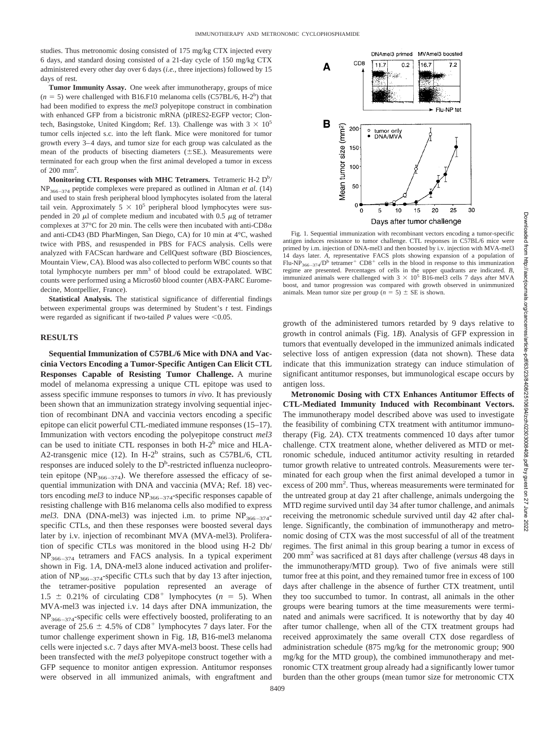studies. Thus metronomic dosing consisted of 175 mg/kg CTX injected every 6 days, and standard dosing consisted of a 21-day cycle of 150 mg/kg CTX administered every other day over 6 days (*i.e.*, three injections) followed by 15 days of rest.

**Tumor Immunity Assay.** One week after immunotherapy, groups of mice ($n = 5$) were challenged with B16.F10 melanoma cells (C57BL/6, H-2[b]) that had been modified to express the *mel3* polyepitope construct in combination with enhanced GFP from a bicistronic mRNA (pIRES2-EGFP vector; Clontech, Basingstoke, United Kingdom; Ref. 13). Challenge was with $3 \times 10^5$ tumor cells injected s.c. into the left flank. Mice were monitored for tumor growth every 3–4 days, and tumor size for each group was calculated as the mean of the products of bisecting diameters (±SE.). Measurements were terminated for each group when the first animal developed a tumor in excess of 200 mm$^2$.

**Monitoring CTL Responses with MHC Tetramers.** Tetrameric H-2 D[b]/ NP$_{366-374}$ peptide complexes were prepared as outlined in Altman *et al.* (14) and used to stain fresh peripheral blood lymphocytes isolated from the lateral tail vein. Approximately $5 \times 10^5$ peripheral blood lymphocytes were suspended in 20 μl of complete medium and incubated with 0.5 μg of tetramer complexes at 37°C for 20 min. The cells were then incubated with anti-CD8α and anti-CD43 (BD PharMingen, San Diego, CA) for 10 min at 4°C, washed twice with PBS, and resuspended in PBS for FACS analysis. Cells were analyzed with FACScan hardware and CellQuest software (BD Biosciences, Mountain View, CA). Blood was also collected to perform WBC counts so that total lymphocyte numbers per mm$^3$ of blood could be extrapolated. WBC counts were performed using a Micros60 blood counter (ABX-PARC Euromedecine, Montpellier, France).

**Statistical Analysis.** The statistical significance of differential findings between experimental groups was determined by Student's *t* test. Findings were regarded as significant if two-tailed *P* values were <0.05.

## RESULTS

**Sequential Immunization of C57BL/6 Mice with DNA and Vaccinia Vectors Encoding a Tumor-Specific Antigen Can Elicit CTL Responses Capable of Resisting Tumor Challenge.** A murine model of melanoma expressing a unique CTL epitope was used to assess specific immune responses to tumors *in vivo*. It has previously been shown that an immunization strategy involving sequential injection of recombinant DNA and vaccinia vectors encoding a specific epitope can elicit powerful CTL-mediated immune responses (15–17). Immunization with vectors encoding the polyepitope construct *mel3* can be used to initiate CTL responses in both H-2[b] mice and HLA-A2-transgenic mice (12). In H-2[b] strains, such as C57BL/6, CTL responses are induced solely to the D[b]-restricted influenza nucleoprotein epitope (NP$_{366-374}$). We therefore assessed the efficacy of sequential immunization with DNA and vaccinia (MVA; Ref. 18) vectors encoding *mel3* to induce NP$_{366-374}$-specific responses capable of resisting challenge with B16 melanoma cells also modified to express *mel3*. DNA (DNA-mel3) was injected i.m. to prime NP$_{366-374}$-specific CTLs, and then these responses were boosted several days later by i.v. injection of recombinant MVA (MVA-mel3). Proliferation of specific CTLs was monitored in the blood using H-2 Db/ NP$_{366-374}$ tetramers and FACS analysis. In a typical experiment shown in Fig. 1*A*, DNA-mel3 alone induced activation and proliferation of NP$_{366-374}$-specific CTLs such that by day 13 after injection, the tetramer-positive population represented an average of $1.5 \pm 0.21\%$ of circulating CD8$^+$ lymphocytes ($n = 5$). When MVA-mel3 was injected i.v. 14 days after DNA immunization, the NP$_{366-374}$-specific cells were effectively boosted, proliferating to an average of $25.6 \pm 4.5\%$ of CD8$^+$ lymphocytes 7 days later. For the tumor challenge experiment shown in Fig. 1*B*, B16-mel3 melanoma cells were injected s.c. 7 days after MVA-mel3 boost. These cells had been transfected with the *mel3* polyepitope construct together with a GFP sequence to monitor antigen expression. Antitumor responses were observed in all immunized animals, with engraftment and growth of the administered tumors retarded by 9 days relative to growth in control animals (Fig. 1*B*). Analysis of GFP expression in tumors that eventually developed in the immunized animals indicated selective loss of antigen expression (data not shown). These data indicate that this immunization strategy can induce stimulation of significant antitumor responses, but immunological escape occurs by antigen loss.

Fig. 1. Sequential immunization with recombinant vectors encoding a tumor-specific antigen induces resistance to tumor challenge. CTL responses in C57BL/6 mice were primed by i.m. injection of DNA-mel3 and then boosted by i.v. injection with MVA-mel3 14 days later. *A*, representative FACS plots showing expansion of a population of Flu-NP$_{366-374}$/D[b] tetramer$^+$ CD8$^+$ cells in the blood in response to this immunization regime are presented. Percentages of cells in the upper quadrants are indicated. *B*, immunized animals were challenged with $3 \times 10^5$ B16-mel3 cells 7 days after MVA boost, and tumor progression was compared with growth observed in unimmunized animals. Mean tumor size per group ($n = 5$) ± SE is shown.

**Metronomic Dosing with CTX Enhances Antitumor Effects of CTL-Mediated Immunity Induced with Recombinant Vectors.** The immunotherapy model described above was used to investigate the feasibility of combining CTX treatment with antitumor immunotherapy (Fig. 2*A*). CTX treatments commenced 10 days after tumor challenge. CTX treatment alone, whether delivered as MTD or metronomic schedule, induced antitumor activity resulting in retarded tumor growth relative to untreated controls. Measurements were terminated for each group when the first animal developed a tumor in excess of 200 mm$^2$. Thus, whereas measurements were terminated for the untreated group at day 21 after challenge, animals undergoing the MTD regime survived until day 34 after tumor challenge, and animals receiving the metronomic schedule survived until day 42 after challenge. Significantly, the combination of immunotherapy and metronomic dosing of CTX was the most successful of all of the treatment regimes. The first animal in this group bearing a tumor in excess of 200 mm$^2$ was sacrificed at 81 days after challenge (*versus* 48 days in the immunotherapy/MTD group). Two of five animals were still tumor free at this point, and they remained tumor free in excess of 100 days after challenge in the absence of further CTX treatment, until they too succumbed to tumor. In contrast, all animals in the other groups were bearing tumors at the time measurements were terminated and animals were sacrificed. It is noteworthy that by day 40 after tumor challenge, when all of the CTX treatment groups had received approximately the same overall CTX dose regardless of administration schedule (875 mg/kg for the metronomic group; 900 mg/kg for the MTD group), the combined immunotherapy and metronomic CTX treatment group already had a significantly lower tumor burden than the other groups (mean tumor size for metronomic CTX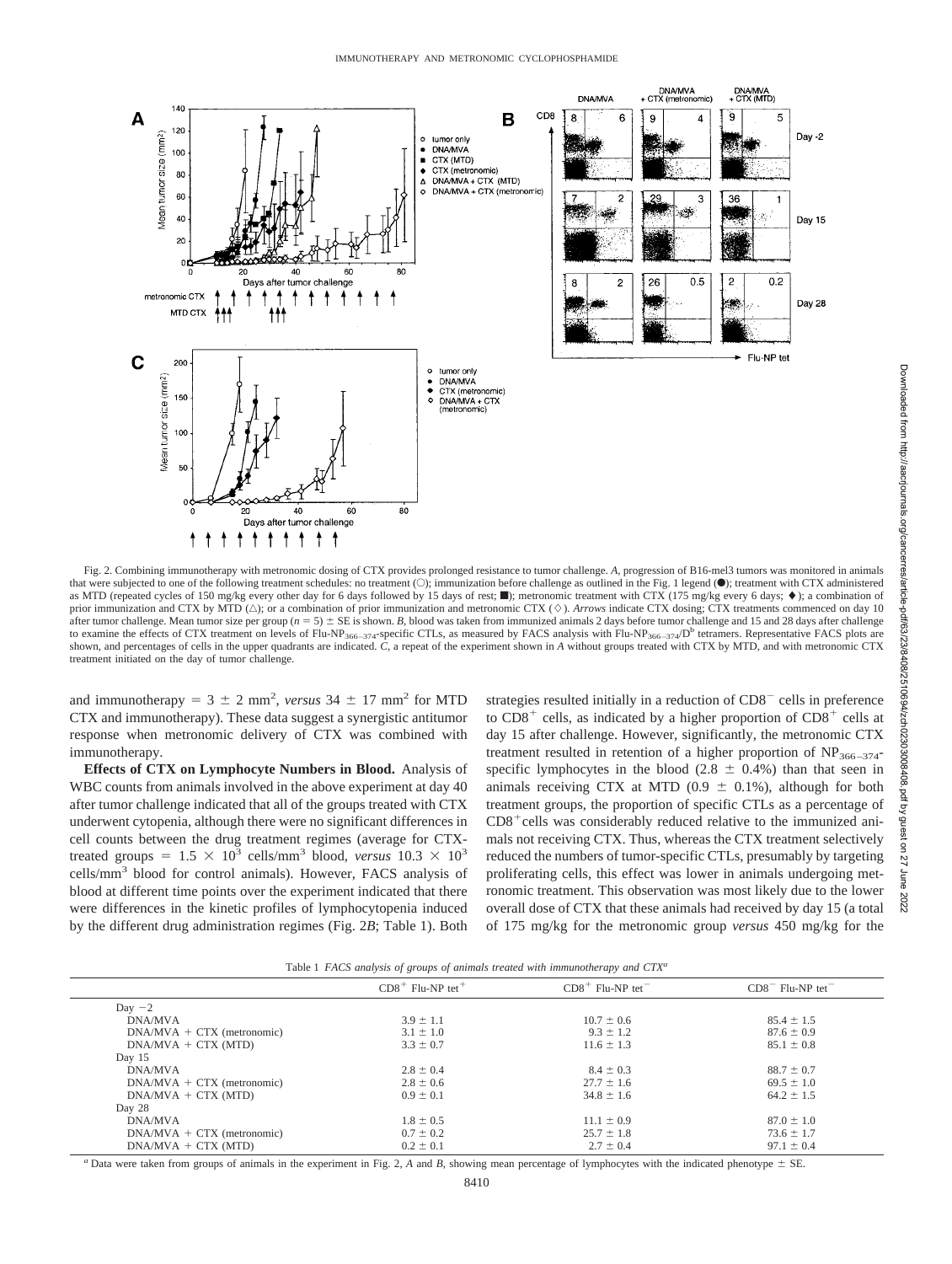Fig. 2. Combining immunotherapy with metronomic dosing of CTX provides prolonged resistance to tumor challenge. *A*, progression of B16-mel3 tumors was monitored in animals that were subjected to one of the following treatment schedules: no treatment (○); immunization before challenge as outlined in the Fig. 1 legend (●); treatment with CTX administered as MTD (repeated cycles of 150 mg/kg every other day for 6 days followed by 15 days of rest; ■); metronomic treatment with CTX (175 mg/kg every 6 days; ♦); a combination of prior immunization and CTX by MTD (△); or a combination of prior immunization and metronomic CTX (◇). *Arrows* indicate CTX dosing; CTX treatments commenced on day 10 after tumor challenge. Mean tumor size per group ($n = 5$) ± SE is shown. *B*, blood was taken from immunized animals 2 days before tumor challenge and 15 and 28 days after challenge to examine the effects of CTX treatment on levels of Flu-$NP_{366-374}$-specific CTLs, as measured by FACS analysis with Flu-$NP_{366-374}/D^b$ tetramers. Representative FACS plots are shown, and percentages of cells in the upper quadrants are indicated. *C*, a repeat of the experiment shown in *A* without groups treated with CTX by MTD, and with metronomic CTX treatment initiated on the day of tumor challenge.

and immunotherapy = 3 ± 2 mm$^2$, *versus* 34 ± 17 mm$^2$ for MTD CTX and immunotherapy). These data suggest a synergistic antitumor response when metronomic delivery of CTX was combined with immunotherapy.

**Effects of CTX on Lymphocyte Numbers in Blood.** Analysis of WBC counts from animals involved in the above experiment at day 40 after tumor challenge indicated that all of the groups treated with CTX underwent cytopenia, although there were no significant differences in cell counts between the drug treatment regimes (average for CTX-treated groups = $1.5 \times 10^3$ cells/mm$^3$ blood, *versus* $10.3 \times 10^3$ cells/mm$^3$ blood for control animals). However, FACS analysis of blood at different time points over the experiment indicated that there were differences in the kinetic profiles of lymphocytopenia induced by the different drug administration regimes (Fig. 2*B*; Table 1). Both strategies resulted initially in a reduction of CD8$^-$ cells in preference to CD8$^+$ cells, as indicated by a higher proportion of CD8$^+$ cells at day 15 after challenge. However, significantly, the metronomic CTX treatment resulted in retention of a higher proportion of $NP_{366-374}$-specific lymphocytes in the blood (2.8 ± 0.4%) than that seen in animals receiving CTX at MTD (0.9 ± 0.1%), although for both treatment groups, the proportion of specific CTLs as a percentage of CD8$^+$cells was considerably reduced relative to the immunized animals not receiving CTX. Thus, whereas the CTX treatment selectively reduced the numbers of tumor-specific CTLs, presumably by targeting proliferating cells, this effect was lower in animals undergoing metronomic treatment. This observation was most likely due to the lower overall dose of CTX that these animals had received by day 15 (a total of 175 mg/kg for the metronomic group *versus* 450 mg/kg for the

Table 1 *FACS analysis of groups of animals treated with immunotherapy and CTX*[a]

| | CD8$^+$ Flu-NP tet$^+$ | CD8$^+$ Flu-NP tet$^-$ | CD8$^-$ Flu-NP tet$^-$ |
|---|---|---|---|
| Day −2 | | | |
| DNA/MVA | 3.9 ± 1.1 | 10.7 ± 0.6 | 85.4 ± 1.5 |
| DNA/MVA + CTX (metronomic) | 3.1 ± 1.0 | 9.3 ± 1.2 | 87.6 ± 0.9 |
| DNA/MVA + CTX (MTD) | 3.3 ± 0.7 | 11.6 ± 1.3 | 85.1 ± 0.8 |
| Day 15 | | | |
| DNA/MVA | 2.8 ± 0.4 | 8.4 ± 0.3 | 88.7 ± 0.7 |
| DNA/MVA + CTX (metronomic) | 2.8 ± 0.6 | 27.7 ± 1.6 | 69.5 ± 1.0 |
| DNA/MVA + CTX (MTD) | 0.9 ± 0.1 | 34.8 ± 1.6 | 64.2 ± 1.5 |
| Day 28 | | | |
| DNA/MVA | 1.8 ± 0.5 | 11.1 ± 0.9 | 87.0 ± 1.0 |
| DNA/MVA + CTX (metronomic) | 0.7 ± 0.2 | 25.7 ± 1.8 | 73.6 ± 1.7 |
| DNA/MVA + CTX (MTD) | 0.2 ± 0.1 | 2.7 ± 0.4 | 97.1 ± 0.4 |

[a] Data were taken from groups of animals in the experiment in Fig. 2, *A* and *B*, showing mean percentage of lymphocytes with the indicated phenotype ± SE.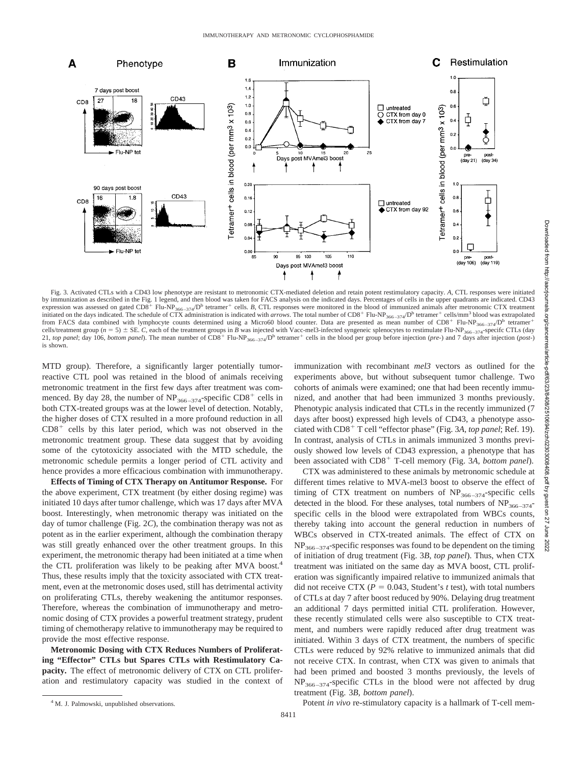Fig. 3. Activated CTLs with a CD43 low phenotype are resistant to metronomic CTX-mediated deletion and retain potent restimulatory capacity. *A*, CTL responses were initiated by immunization as described in the Fig. 1 legend, and then blood was taken for FACS analysis on the indicated days. Percentages of cells in the upper quadrants are indicated. CD43 expression was assessed on gated CD8$^+$ Flu-NP$_{366-374}$/D$^b$ tetramer$^+$ cells. *B*, CTL responses were monitored in the blood of immunized animals after metronomic CTX treatment initiated on the days indicated. The schedule of CTX administration is indicated with *arrows*. The total number of CD8$^+$ Flu-NP$_{366-374}$/D$^b$ tetramer$^+$ cells/mm$^3$ blood was extrapolated from FACS data combined with lymphocyte counts determined using a Micro60 blood counter. Data are presented as mean number of CD8$^+$ Flu-NP$_{366-374}$/D$^b$ tetramer$^+$ cells/treatment group ($n = 5$) ± SE. *C*, each of the treatment groups in *B* was injected with Vacc-mel3-infected syngeneic splenocytes to restimulate Flu-NP$_{366-374}$-specifc CTLs (day 21, *top panel*; day 106, *bottom panel*). The mean number of CD8$^+$ Flu-NP$_{366-374}$/D$^b$ tetramer$^+$ cells in the blood per group before injection (*pre-*) and 7 days after injection (*post-*) is shown.

MTD group). Therefore, a significantly larger potentially tumor-reactive CTL pool was retained in the blood of animals receiving metronomic treatment in the first few days after treatment was commenced. By day 28, the number of NP$_{366-374}$-specific CD8$^+$ cells in both CTX-treated groups was at the lower level of detection. Notably, the higher doses of CTX resulted in a more profound reduction in all CD8$^+$ cells by this later period, which was not observed in the metronomic treatment group. These data suggest that by avoiding some of the cytotoxicity associated with the MTD schedule, the metronomic schedule permits a longer period of CTL activity and hence provides a more efficacious combination with immunotherapy.

**Effects of Timing of CTX Therapy on Antitumor Response.** For the above experiment, CTX treatment (by either dosing regime) was initiated 10 days after tumor challenge, which was 17 days after MVA boost. Interestingly, when metronomic therapy was initiated on the day of tumor challenge (Fig. 2*C*), the combination therapy was not as potent as in the earlier experiment, although the combination therapy was still greatly enhanced over the other treatment groups. In this experiment, the metronomic therapy had been initiated at a time when the CTL proliferation was likely to be peaking after MVA boost.[4] Thus, these results imply that the toxicity associated with CTX treatment, even at the metronomic doses used, still has detrimental activity on proliferating CTLs, thereby weakening the antitumor responses. Therefore, whereas the combination of immunotherapy and metronomic dosing of CTX provides a powerful treatment strategy, prudent timing of chemotherapy relative to immunotherapy may be required to provide the most effective response.

**Metronomic Dosing with CTX Reduces Numbers of Proliferating "Effector" CTLs but Spares CTLs with Restimulatory Capacity.** The effect of metronomic delivery of CTX on CTL proliferation and restimulatory capacity was studied in the context of immunization with recombinant *mel3* vectors as outlined for the experiments above, but without subsequent tumor challenge. Two cohorts of animals were examined; one that had been recently immunized, and another that had been immunized 3 months previously. Phenotypic analysis indicated that CTLs in the recently immunized (7 days after boost) expressed high levels of CD43, a phenotype associated with CD8$^+$ T cell "effector phase" (Fig. 3*A*, *top panel*; Ref. 19). In contrast, analysis of CTLs in animals immunized 3 months previously showed low levels of CD43 expression, a phenotype that has been associated with CD8$^+$ T-cell memory (Fig. 3*A*, *bottom panel*).

CTX was administered to these animals by metronomic schedule at different times relative to MVA-mel3 boost to observe the effect of timing of CTX treatment on numbers of NP$_{366-374}$-specific cells detected in the blood. For these analyses, total numbers of NP$_{366-374}$-specific cells in the blood were extrapolated from WBCs counts, thereby taking into account the general reduction in numbers of WBCs observed in CTX-treated animals. The effect of CTX on NP$_{366-374}$-specific responses was found to be dependent on the timing of initiation of drug treatment (Fig. 3*B*, *top panel*). Thus, when CTX treatment was initiated on the same day as MVA boost, CTL proliferation was significantly impaired relative to immunized animals that did not receive CTX ($P = 0.043$, Student's *t* test), with total numbers of CTLs at day 7 after boost reduced by 90%. Delaying drug treatment an additional 7 days permitted initial CTL proliferation. However, these recently stimulated cells were also susceptible to CTX treatment, and numbers were rapidly reduced after drug treatment was initiated. Within 3 days of CTX treatment, the numbers of specific CTLs were reduced by 92% relative to immunized animals that did not receive CTX. In contrast, when CTX was given to animals that had been primed and boosted 3 months previously, the levels of NP$_{366-374}$-specific CTLs in the blood were not affected by drug treatment (Fig. 3*B*, *bottom panel*).

Potent *in vivo* re-stimulatory capacity is a hallmark of T-cell mem-

[4] M. J. Palmowski, unpublished observations.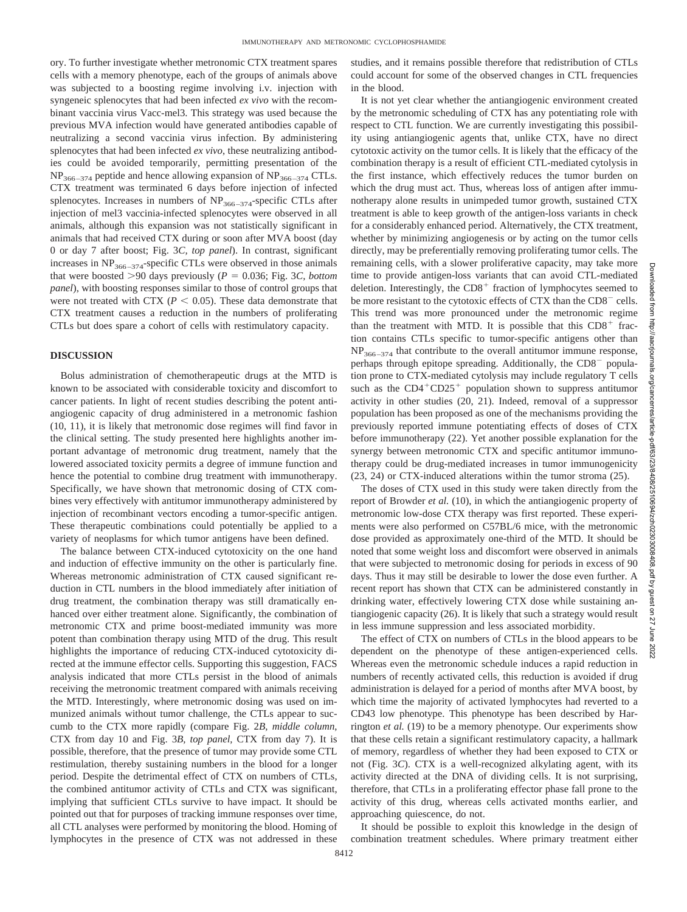ory. To further investigate whether metronomic CTX treatment spares cells with a memory phenotype, each of the groups of animals above was subjected to a boosting regime involving i.v. injection with syngeneic splenocytes that had been infected *ex vivo* with the recombinant vaccinia virus Vacc-mel3. This strategy was used because the previous MVA infection would have generated antibodies capable of neutralizing a second vaccinia virus infection. By administering splenocytes that had been infected *ex vivo*, these neutralizing antibodies could be avoided temporarily, permitting presentation of the $NP_{366-374}$ peptide and hence allowing expansion of $NP_{366-374}$ CTLs. CTX treatment was terminated 6 days before injection of infected splenocytes. Increases in numbers of $NP_{366-374}$-specific CTLs after injection of mel3 vaccinia-infected splenocytes were observed in all animals, although this expansion was not statistically significant in animals that had received CTX during or soon after MVA boost (day 0 or day 7 after boost; Fig. 3*C*, *top panel*). In contrast, significant increases in $NP_{366-374}$-specific CTLs were observed in those animals that were boosted >90 days previously ($P = 0.036$; Fig. 3*C*, *bottom panel*), with boosting responses similar to those of control groups that were not treated with CTX ($P < 0.05$). These data demonstrate that CTX treatment causes a reduction in the numbers of proliferating CTLs but does spare a cohort of cells with restimulatory capacity.

## DISCUSSION

Bolus administration of chemotherapeutic drugs at the MTD is known to be associated with considerable toxicity and discomfort to cancer patients. In light of recent studies describing the potent antiangiogenic capacity of drug administered in a metronomic fashion (10, 11), it is likely that metronomic dose regimes will find favor in the clinical setting. The study presented here highlights another important advantage of metronomic drug treatment, namely that the lowered associated toxicity permits a degree of immune function and hence the potential to combine drug treatment with immunotherapy. Specifically, we have shown that metronomic dosing of CTX combines very effectively with antitumor immunotherapy administered by injection of recombinant vectors encoding a tumor-specific antigen. These therapeutic combinations could potentially be applied to a variety of neoplasms for which tumor antigens have been defined.

The balance between CTX-induced cytotoxicity on the one hand and induction of effective immunity on the other is particularly fine. Whereas metronomic administration of CTX caused significant reduction in CTL numbers in the blood immediately after initiation of drug treatment, the combination therapy was still dramatically enhanced over either treatment alone. Significantly, the combination of metronomic CTX and prime boost-mediated immunity was more potent than combination therapy using MTD of the drug. This result highlights the importance of reducing CTX-induced cytotoxicity directed at the immune effector cells. Supporting this suggestion, FACS analysis indicated that more CTLs persist in the blood of animals receiving the metronomic treatment compared with animals receiving the MTD. Interestingly, where metronomic dosing was used on immunized animals without tumor challenge, the CTLs appear to succumb to the CTX more rapidly (compare Fig. 2*B*, *middle column*, CTX from day 10 and Fig. 3*B*, *top panel*, CTX from day 7). It is possible, therefore, that the presence of tumor may provide some CTL restimulation, thereby sustaining numbers in the blood for a longer period. Despite the detrimental effect of CTX on numbers of CTLs, the combined antitumor activity of CTLs and CTX was significant, implying that sufficient CTLs survive to have impact. It should be pointed out that for purposes of tracking immune responses over time, all CTL analyses were performed by monitoring the blood. Homing of lymphocytes in the presence of CTX was not addressed in these studies, and it remains possible therefore that redistribution of CTLs could account for some of the observed changes in CTL frequencies in the blood.

It is not yet clear whether the antiangiogenic environment created by the metronomic scheduling of CTX has any potentiating role with respect to CTL function. We are currently investigating this possibility using antiangiogenic agents that, unlike CTX, have no direct cytotoxic activity on the tumor cells. It is likely that the efficacy of the combination therapy is a result of efficient CTL-mediated cytolysis in the first instance, which effectively reduces the tumor burden on which the drug must act. Thus, whereas loss of antigen after immunotherapy alone results in unimpeded tumor growth, sustained CTX treatment is able to keep growth of the antigen-loss variants in check for a considerably enhanced period. Alternatively, the CTX treatment, whether by minimizing angiogenesis or by acting on the tumor cells directly, may be preferentially removing proliferating tumor cells. The remaining cells, with a slower proliferative capacity, may take more time to provide antigen-loss variants that can avoid CTL-mediated deletion. Interestingly, the $CD8^+$ fraction of lymphocytes seemed to be more resistant to the cytotoxic effects of CTX than the $CD8^-$ cells. This trend was more pronounced under the metronomic regime than the treatment with MTD. It is possible that this $CD8^+$ fraction contains CTLs specific to tumor-specific antigens other than $NP_{366-374}$ that contribute to the overall antitumor immune response, perhaps through epitope spreading. Additionally, the $CD8^-$ population prone to CTX-mediated cytolysis may include regulatory T cells such as the $CD4^+CD25^+$ population shown to suppress antitumor activity in other studies (20, 21). Indeed, removal of a suppressor population has been proposed as one of the mechanisms providing the previously reported immune potentiating effects of doses of CTX before immunotherapy (22). Yet another possible explanation for the synergy between metronomic CTX and specific antitumor immunotherapy could be drug-mediated increases in tumor immunogenicity (23, 24) or CTX-induced alterations within the tumor stroma (25).

The doses of CTX used in this study were taken directly from the report of Browder *et al.* (10), in which the antiangiogenic property of metronomic low-dose CTX therapy was first reported. These experiments were also performed on C57BL/6 mice, with the metronomic dose provided as approximately one-third of the MTD. It should be noted that some weight loss and discomfort were observed in animals that were subjected to metronomic dosing for periods in excess of 90 days. Thus it may still be desirable to lower the dose even further. A recent report has shown that CTX can be administered constantly in drinking water, effectively lowering CTX dose while sustaining antiangiogenic capacity (26). It is likely that such a strategy would result in less immune suppression and less associated morbidity.

The effect of CTX on numbers of CTLs in the blood appears to be dependent on the phenotype of these antigen-experienced cells. Whereas even the metronomic schedule induces a rapid reduction in numbers of recently activated cells, this reduction is avoided if drug administration is delayed for a period of months after MVA boost, by which time the majority of activated lymphocytes had reverted to a CD43 low phenotype. This phenotype has been described by Harrington *et al.* (19) to be a memory phenotype. Our experiments show that these cells retain a significant restimulatory capacity, a hallmark of memory, regardless of whether they had been exposed to CTX or not (Fig. 3*C*). CTX is a well-recognized alkylating agent, with its activity directed at the DNA of dividing cells. It is not surprising, therefore, that CTLs in a proliferating effector phase fall prone to the activity of this drug, whereas cells activated months earlier, and approaching quiescence, do not.

It should be possible to exploit this knowledge in the design of combination treatment schedules. Where primary treatment either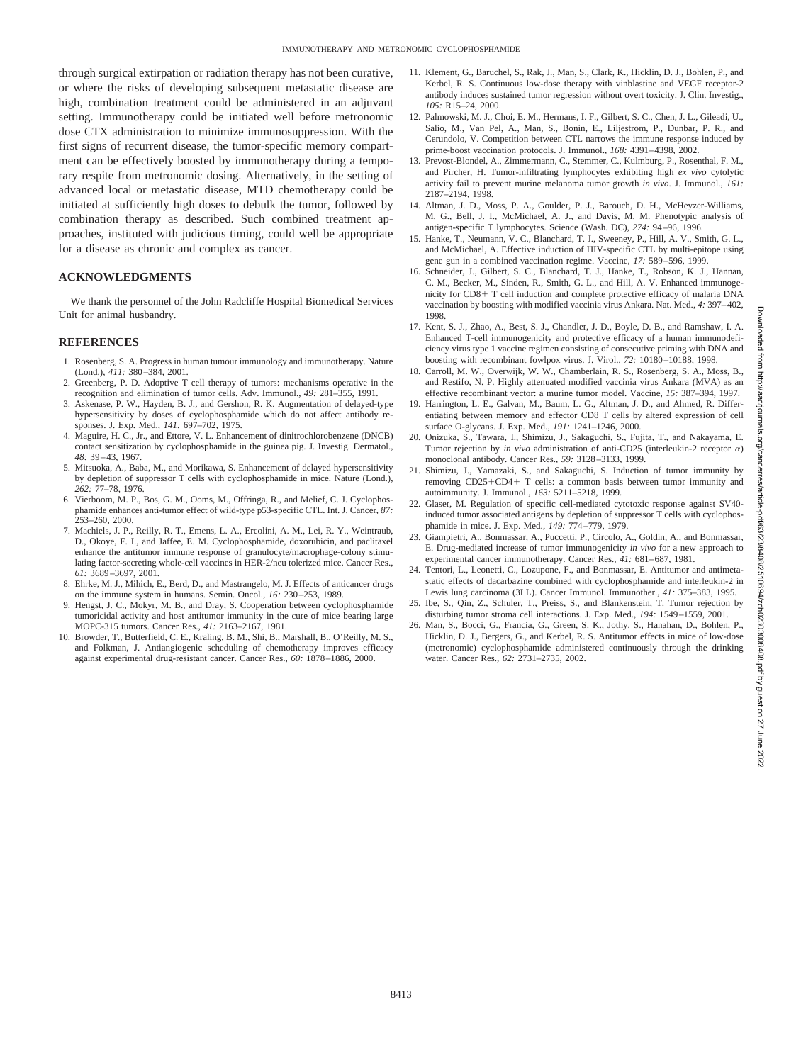through surgical extirpation or radiation therapy has not been curative, or where the risks of developing subsequent metastatic disease are high, combination treatment could be administered in an adjuvant setting. Immunotherapy could be initiated well before metronomic dose CTX administration to minimize immunosuppression. With the first signs of recurrent disease, the tumor-specific memory compartment can be effectively boosted by immunotherapy during a temporary respite from metronomic dosing. Alternatively, in the setting of advanced local or metastatic disease, MTD chemotherapy could be initiated at sufficiently high doses to debulk the tumor, followed by combination therapy as described. Such combined treatment approaches, instituted with judicious timing, could well be appropriate for a disease as chronic and complex as cancer.

## ACKNOWLEDGMENTS

We thank the personnel of the John Radcliffe Hospital Biomedical Services Unit for animal husbandry.

## REFERENCES

1. Rosenberg, S. A. Progress in human tumour immunology and immunotherapy. Nature (Lond.), *411:* 380–384, 2001.
2. Greenberg, P. D. Adoptive T cell therapy of tumors: mechanisms operative in the recognition and elimination of tumor cells. Adv. Immunol., *49:* 281–355, 1991.
3. Askenase, P. W., Hayden, B. J., and Gershon, R. K. Augmentation of delayed-type hypersensitivity by doses of cyclophosphamide which do not affect antibody responses. J. Exp. Med., *141:* 697–702, 1975.
4. Maguire, H. C., Jr., and Ettore, V. L. Enhancement of dinitrochlorobenzene (DNCB) contact sensitization by cyclophosphamide in the guinea pig. J. Investig. Dermatol., *48:* 39–43, 1967.
5. Mitsuoka, A., Baba, M., and Morikawa, S. Enhancement of delayed hypersensitivity by depletion of suppressor T cells with cyclophosphamide in mice. Nature (Lond.), *262:* 77–78, 1976.
6. Vierboom, M. P., Bos, G. M., Ooms, M., Offringa, R., and Melief, C. J. Cyclophosphamide enhances anti-tumor effect of wild-type p53-specific CTL. Int. J. Cancer, *87:* 253–260, 2000.
7. Machiels, J. P., Reilly, R. T., Emens, L. A., Ercolini, A. M., Lei, R. Y., Weintraub, D., Okoye, F. I., and Jaffee, E. M. Cyclophosphamide, doxorubicin, and paclitaxel enhance the antitumor immune response of granulocyte/macrophage-colony stimulating factor-secreting whole-cell vaccines in HER-2/neu tolerized mice. Cancer Res., *61:* 3689–3697, 2001.
8. Ehrke, M. J., Mihich, E., Berd, D., and Mastrangelo, M. J. Effects of anticancer drugs on the immune system in humans. Semin. Oncol., *16:* 230–253, 1989.
9. Hengst, J. C., Mokyr, M. B., and Dray, S. Cooperation between cyclophosphamide tumoricidal activity and host antitumor immunity in the cure of mice bearing large MOPC-315 tumors. Cancer Res., *41:* 2163–2167, 1981.
10. Browder, T., Butterfield, C. E., Kraling, B. M., Shi, B., Marshall, B., O'Reilly, M. S., and Folkman, J. Antiangiogenic scheduling of chemotherapy improves efficacy against experimental drug-resistant cancer. Cancer Res., *60:* 1878–1886, 2000.
11. Klement, G., Baruchel, S., Rak, J., Man, S., Clark, K., Hicklin, D. J., Bohlen, P., and Kerbel, R. S. Continuous low-dose therapy with vinblastine and VEGF receptor-2 antibody induces sustained tumor regression without overt toxicity. J. Clin. Investig., *105:* R15–24, 2000.
12. Palmowski, M. J., Choi, E. M., Hermans, I. F., Gilbert, S. C., Chen, J. L., Gileadi, U., Salio, M., Van Pel, A., Man, S., Bonin, E., Liljestrom, P., Dunbar, P. R., and Cerundolo, V. Competition between CTL narrows the immune response induced by prime-boost vaccination protocols. J. Immunol., *168:* 4391–4398, 2002.
13. Prevost-Blondel, A., Zimmermann, C., Stemmer, C., Kulmburg, P., Rosenthal, F. M., and Pircher, H. Tumor-infiltrating lymphocytes exhibiting high *ex vivo* cytolytic activity fail to prevent murine melanoma tumor growth *in vivo*. J. Immunol., *161:* 2187–2194, 1998.
14. Altman, J. D., Moss, P. A., Goulder, P. J., Barouch, D. H., McHeyzer-Williams, M. G., Bell, J. I., McMichael, A. J., and Davis, M. M. Phenotypic analysis of antigen-specific T lymphocytes. Science (Wash. DC), *274:* 94–96, 1996.
15. Hanke, T., Neumann, V. C., Blanchard, T. J., Sweeney, P., Hill, A. V., Smith, G. L., and McMichael, A. Effective induction of HIV-specific CTL by multi-epitope using gene gun in a combined vaccination regime. Vaccine, *17:* 589–596, 1999.
16. Schneider, J., Gilbert, S. C., Blanchard, T. J., Hanke, T., Robson, K. J., Hannan, C. M., Becker, M., Sinden, R., Smith, G. L., and Hill, A. V. Enhanced immunogenicity for CD8+ T cell induction and complete protective efficacy of malaria DNA vaccination by boosting with modified vaccinia virus Ankara. Nat. Med., *4:* 397–402, 1998.
17. Kent, S. J., Zhao, A., Best, S. J., Chandler, J. D., Boyle, D. B., and Ramshaw, I. A. Enhanced T-cell immunogenicity and protective efficacy of a human immunodeficiency virus type 1 vaccine regimen consisting of consecutive priming with DNA and boosting with recombinant fowlpox virus. J. Virol., *72:* 10180–10188, 1998.
18. Carroll, M. W., Overwijk, W. W., Chamberlain, R. S., Rosenberg, S. A., Moss, B., and Restifo, N. P. Highly attenuated modified vaccinia virus Ankara (MVA) as an effective recombinant vector: a murine tumor model. Vaccine, *15:* 387–394, 1997.
19. Harrington, L. E., Galvan, M., Baum, L. G., Altman, J. D., and Ahmed, R. Differentiating between memory and effector CD8 T cells by altered expression of cell surface O-glycans. J. Exp. Med., *191:* 1241–1246, 2000.
20. Onizuka, S., Tawara, I., Shimizu, J., Sakaguchi, S., Fujita, T., and Nakayama, E. Tumor rejection by *in vivo* administration of anti-CD25 (interleukin-2 receptor $\alpha$) monoclonal antibody. Cancer Res., *59:* 3128–3133, 1999.
21. Shimizu, J., Yamazaki, S., and Sakaguchi, S. Induction of tumor immunity by removing CD25+CD4+ T cells: a common basis between tumor immunity and autoimmunity. J. Immunol., *163:* 5211–5218, 1999.
22. Glaser, M. Regulation of specific cell-mediated cytotoxic response against SV40-induced tumor associated antigens by depletion of suppressor T cells with cyclophosphamide in mice. J. Exp. Med., *149:* 774–779, 1979.
23. Giampietri, A., Bonmassar, A., Puccetti, P., Circolo, A., Goldin, A., and Bonmassar, E. Drug-mediated increase of tumor immunogenicity *in vivo* for a new approach to experimental cancer immunotherapy. Cancer Res., *41:* 681–687, 1981.
24. Tentori, L., Leonetti, C., Lozupone, F., and Bonmassar, E. Antitumor and antimetastatic effects of dacarbazine combined with cyclophosphamide and interleukin-2 in Lewis lung carcinoma (3LL). Cancer Immunol. Immunother., *41:* 375–383, 1995.
25. Ibe, S., Qin, Z., Schuler, T., Preiss, S., and Blankenstein, T. Tumor rejection by disturbing tumor stroma cell interactions. J. Exp. Med., *194:* 1549–1559, 2001.
26. Man, S., Bocci, G., Francia, G., Green, S. K., Jothy, S., Hanahan, D., Bohlen, P., Hicklin, D. J., Bergers, G., and Kerbel, R. S. Antitumor effects in mice of low-dose (metronomic) cyclophosphamide administered continuously through the drinking water. Cancer Res., *62:* 2731–2735, 2002.